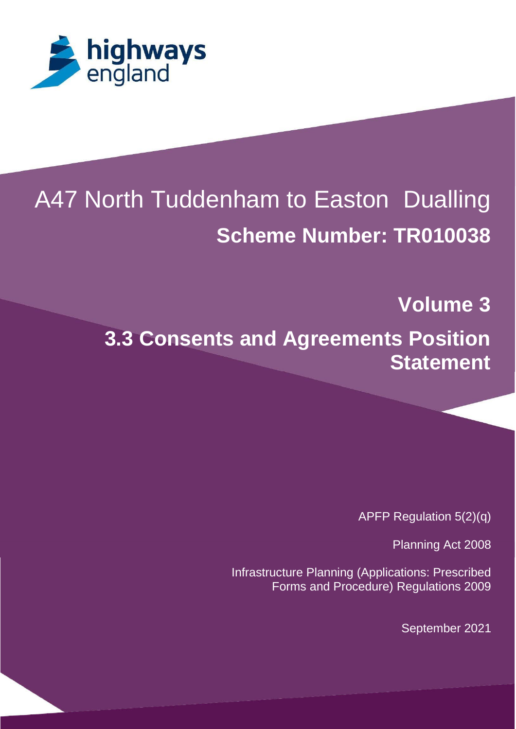highways england

# A47 North Tuddenham to Easton Dualling

## Scheme Number: TR010038

## Volume 3

# 3.3 Consents and Agreements Position Statement

APFP Regulation 5(2)(q)

Planning Act 2008

Infrastructure Planning (Applications: Prescribed Forms and Procedure) Regulations 2009

September 2021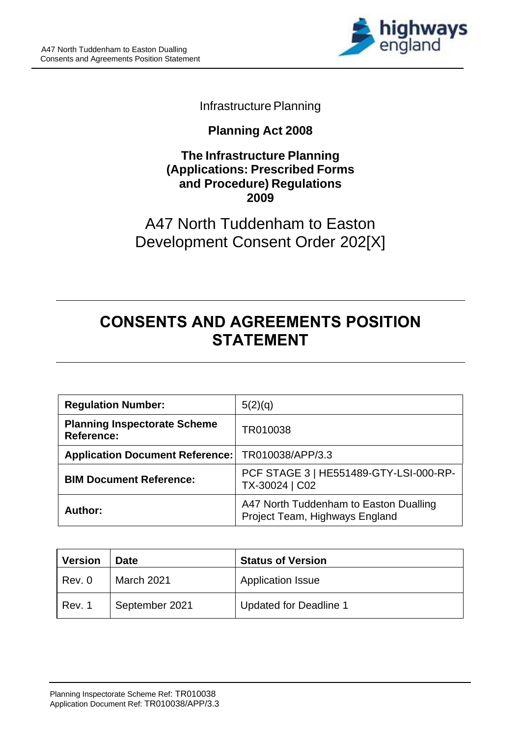Infrastructure Planning

**Planning Act 2008**

**The Infrastructure Planning (Applications: Prescribed Forms and Procedure) Regulations 2009**

A47 North Tuddenham to Easton Development Consent Order 202[X]

# CONSENTS AND AGREEMENTS POSITION STATEMENT

| **Regulation Number:** | 5(2)(q) |
|---|---|
| **Planning Inspectorate Scheme Reference:** | TR010038 |
| **Application Document Reference:** | TR010038/APP/3.3 |
| **BIM Document Reference:** | PCF STAGE 3 \| HE551489-GTY-LSI-000-RP-TX-30024 \| C02 |
| **Author:** | A47 North Tuddenham to Easton Dualling Project Team, Highways England |

| **Version** | **Date** | **Status of Version** |
|---|---|---|
| Rev. 0 | March 2021 | Application Issue |
| Rev. 1 | September 2021 | Updated for Deadline 1 |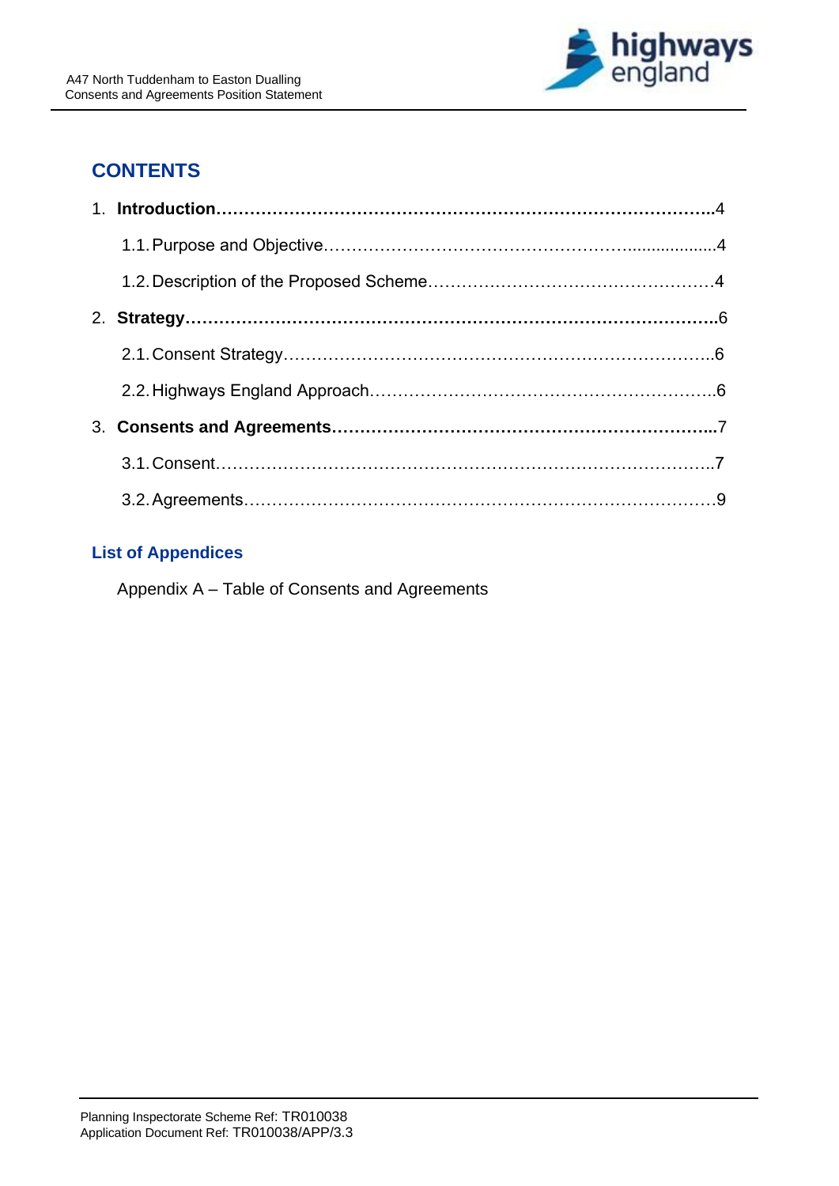## CONTENTS

1. **Introduction**……………………………………………………………………………..4
    - 1.1. Purpose and Objective…………………………………………….................4
    - 1.2. Description of the Proposed Scheme……………………………………………4
2. **Strategy**……………………………………………………………………………………..6
    - 2.1. Consent Strategy………………………………………………………………..6
    - 2.2. Highways England Approach…………………………………………………….6
3. **Consents and Agreements**…………………………………………………………...7
    - 3.1. Consent…………………………………………………………………………..7
    - 3.2. Agreements……………………………………………………………………….9

### List of Appendices

Appendix A – Table of Consents and Agreements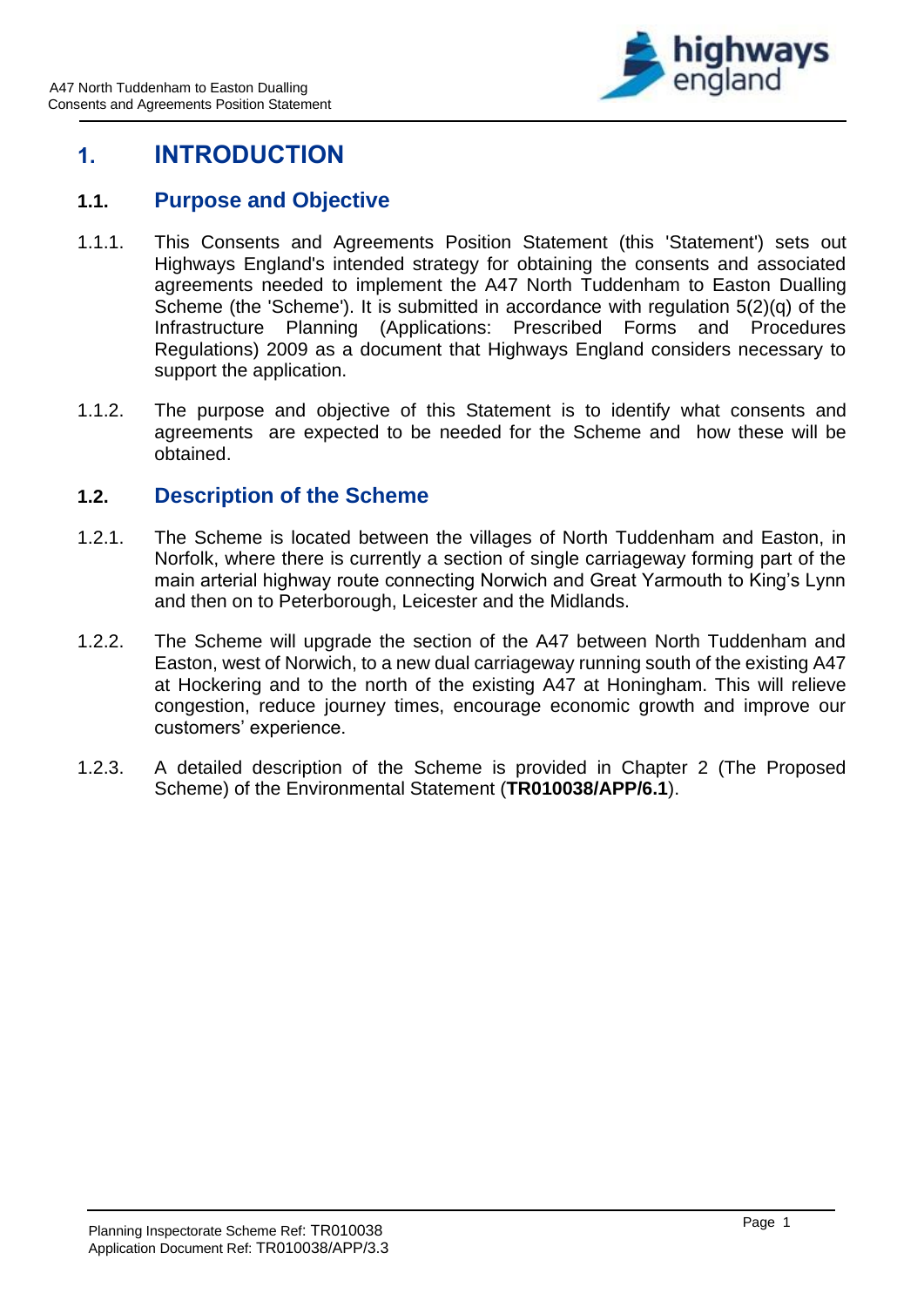# 1. INTRODUCTION

## 1.1. Purpose and Objective

1.1.1. This Consents and Agreements Position Statement (this 'Statement') sets out Highways England's intended strategy for obtaining the consents and associated agreements needed to implement the A47 North Tuddenham to Easton Dualling Scheme (the 'Scheme'). It is submitted in accordance with regulation 5(2)(q) of the Infrastructure Planning (Applications: Prescribed Forms and Procedures Regulations) 2009 as a document that Highways England considers necessary to support the application.

1.1.2. The purpose and objective of this Statement is to identify what consents and agreements are expected to be needed for the Scheme and how these will be obtained.

## 1.2. Description of the Scheme

1.2.1. The Scheme is located between the villages of North Tuddenham and Easton, in Norfolk, where there is currently a section of single carriageway forming part of the main arterial highway route connecting Norwich and Great Yarmouth to King's Lynn and then on to Peterborough, Leicester and the Midlands.

1.2.2. The Scheme will upgrade the section of the A47 between North Tuddenham and Easton, west of Norwich, to a new dual carriageway running south of the existing A47 at Hockering and to the north of the existing A47 at Honingham. This will relieve congestion, reduce journey times, encourage economic growth and improve our customers' experience.

1.2.3. A detailed description of the Scheme is provided in Chapter 2 (The Proposed Scheme) of the Environmental Statement (**TR010038/APP/6.1**).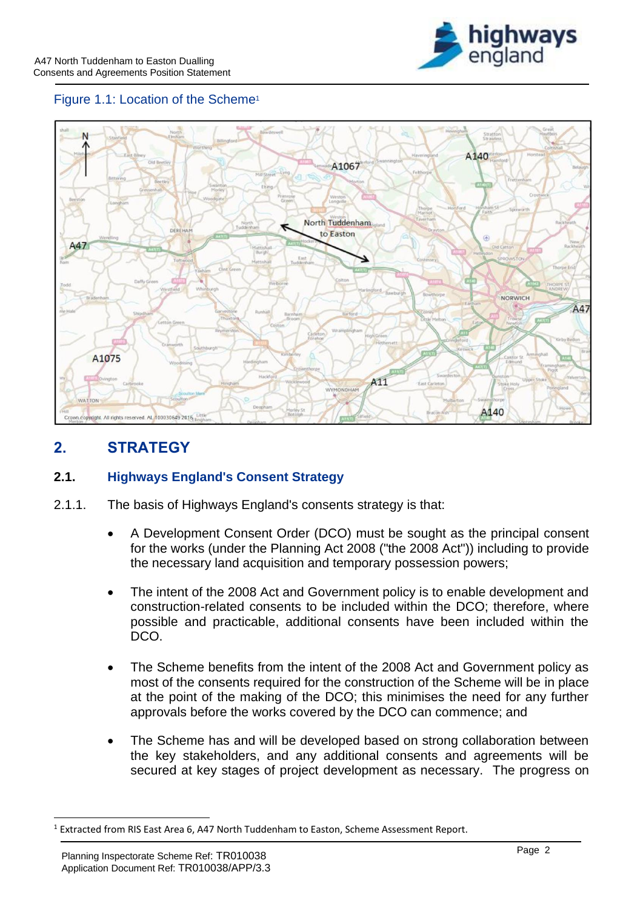Figure 1.1: Location of the Scheme[1]

## 2. STRATEGY

### 2.1. Highways England's Consent Strategy

2.1.1. The basis of Highways England's consents strategy is that:

- A Development Consent Order (DCO) must be sought as the principal consent for the works (under the Planning Act 2008 ("the 2008 Act")) including to provide the necessary land acquisition and temporary possession powers;
- The intent of the 2008 Act and Government policy is to enable development and construction-related consents to be included within the DCO; therefore, where possible and practicable, additional consents have been included within the DCO.
- The Scheme benefits from the intent of the 2008 Act and Government policy as most of the consents required for the construction of the Scheme will be in place at the point of the making of the DCO; this minimises the need for any further approvals before the works covered by the DCO can commence; and
- The Scheme has and will be developed based on strong collaboration between the key stakeholders, and any additional consents and agreements will be secured at key stages of project development as necessary. The progress on

[1] Extracted from RIS East Area 6, A47 North Tuddenham to Easton, Scheme Assessment Report.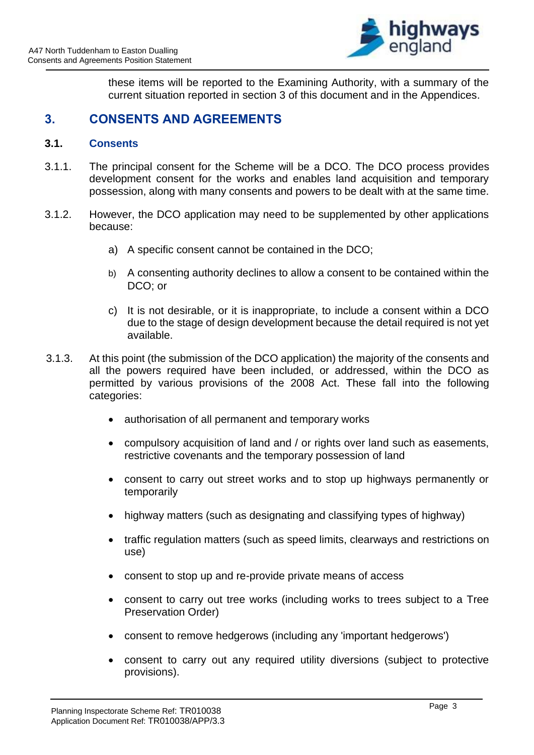these items will be reported to the Examining Authority, with a summary of the current situation reported in section 3 of this document and in the Appendices.

## 3. CONSENTS AND AGREEMENTS

### 3.1. Consents

3.1.1. The principal consent for the Scheme will be a DCO. The DCO process provides development consent for the works and enables land acquisition and temporary possession, along with many consents and powers to be dealt with at the same time.

3.1.2. However, the DCO application may need to be supplemented by other applications because:

a) A specific consent cannot be contained in the DCO;

b) A consenting authority declines to allow a consent to be contained within the DCO; or

c) It is not desirable, or it is inappropriate, to include a consent within a DCO due to the stage of design development because the detail required is not yet available.

3.1.3. At this point (the submission of the DCO application) the majority of the consents and all the powers required have been included, or addressed, within the DCO as permitted by various provisions of the 2008 Act. These fall into the following categories:

- authorisation of all permanent and temporary works
- compulsory acquisition of land and / or rights over land such as easements, restrictive covenants and the temporary possession of land
- consent to carry out street works and to stop up highways permanently or temporarily
- highway matters (such as designating and classifying types of highway)
- traffic regulation matters (such as speed limits, clearways and restrictions on use)
- consent to stop up and re-provide private means of access
- consent to carry out tree works (including works to trees subject to a Tree Preservation Order)
- consent to remove hedgerows (including any 'important hedgerows')
- consent to carry out any required utility diversions (subject to protective provisions).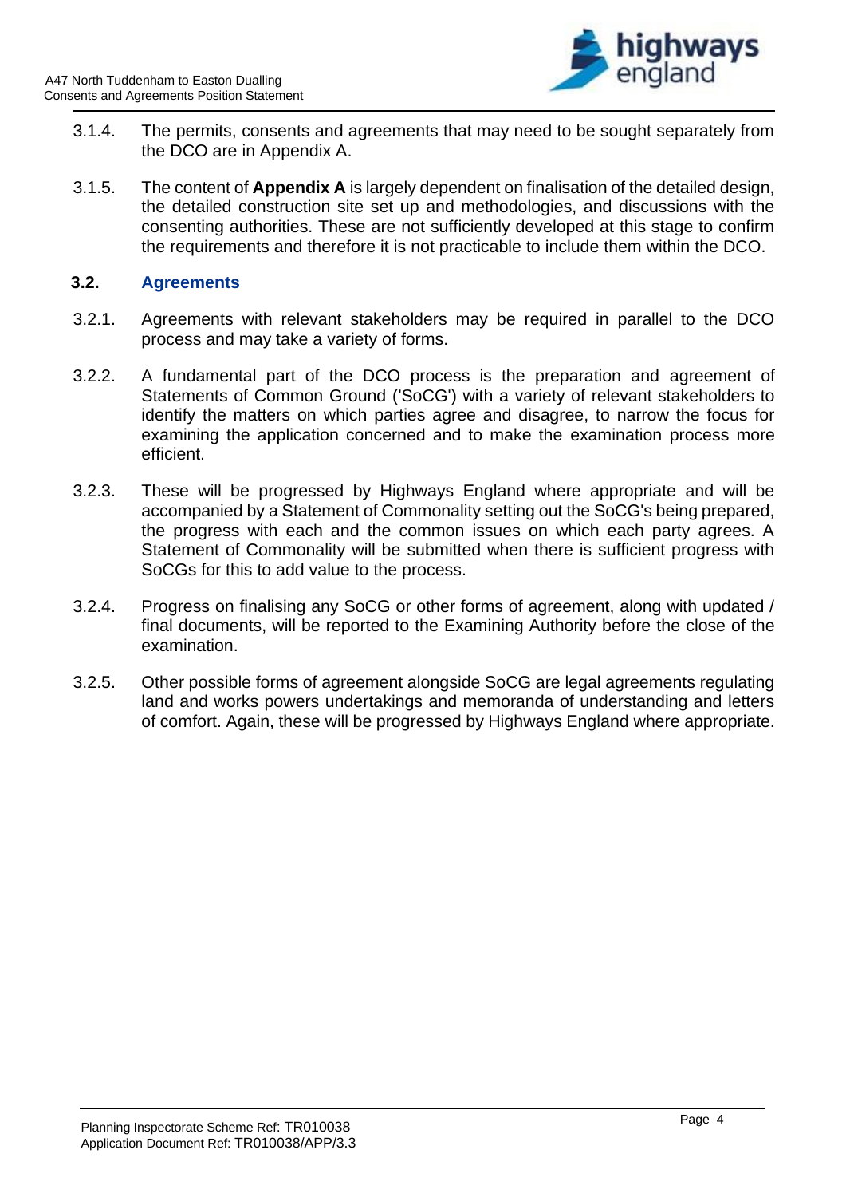3.1.4. The permits, consents and agreements that may need to be sought separately from the DCO are in Appendix A.

3.1.5. The content of **Appendix A** is largely dependent on finalisation of the detailed design, the detailed construction site set up and methodologies, and discussions with the consenting authorities. These are not sufficiently developed at this stage to confirm the requirements and therefore it is not practicable to include them within the DCO.

## 3.2. Agreements

3.2.1. Agreements with relevant stakeholders may be required in parallel to the DCO process and may take a variety of forms.

3.2.2. A fundamental part of the DCO process is the preparation and agreement of Statements of Common Ground ('SoCG') with a variety of relevant stakeholders to identify the matters on which parties agree and disagree, to narrow the focus for examining the application concerned and to make the examination process more efficient.

3.2.3. These will be progressed by Highways England where appropriate and will be accompanied by a Statement of Commonality setting out the SoCG's being prepared, the progress with each and the common issues on which each party agrees. A Statement of Commonality will be submitted when there is sufficient progress with SoCGs for this to add value to the process.

3.2.4. Progress on finalising any SoCG or other forms of agreement, along with updated / final documents, will be reported to the Examining Authority before the close of the examination.

3.2.5. Other possible forms of agreement alongside SoCG are legal agreements regulating land and works powers undertakings and memoranda of understanding and letters of comfort. Again, these will be progressed by Highways England where appropriate.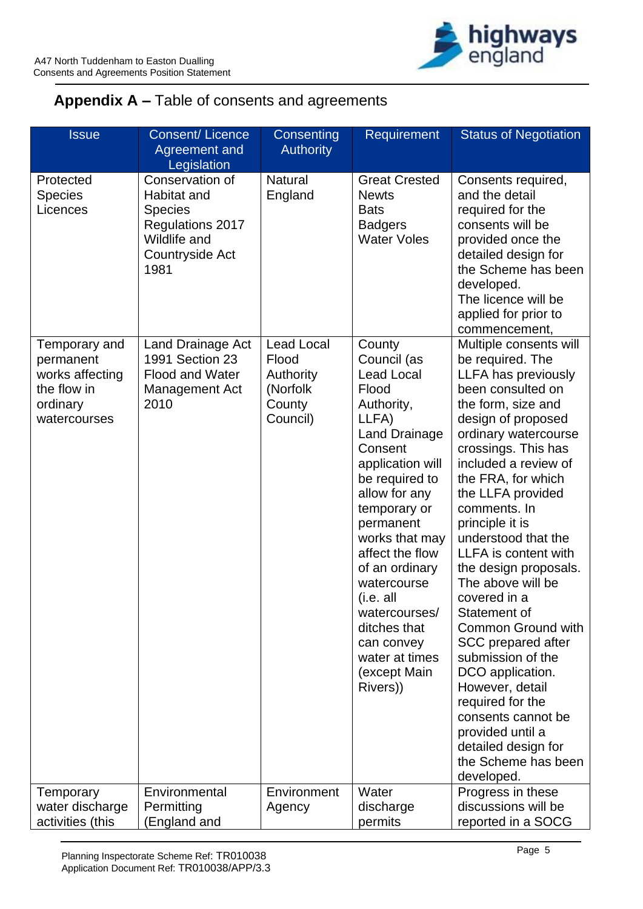## **Appendix A –** Table of consents and agreements

| Issue | Consent/ Licence Agreement and Legislation | Consenting Authority | Requirement | Status of Negotiation |
| --- | --- | --- | --- | --- |
| Protected Species Licences | Conservation of Habitat and Species Regulations 2017 Wildlife and Countryside Act 1981 | Natural England | Great Crested Newts<br>Bats<br>Badgers<br>Water Voles | Consents required, and the detail required for the consents will be provided once the detailed design for the Scheme has been developed.<br>The licence will be applied for prior to commencement, |
| Temporary and permanent works affecting the flow in ordinary watercourses | Land Drainage Act 1991 Section 23 Flood and Water Management Act 2010 | Lead Local Flood Authority (Norfolk County Council) | County Council (as Lead Local Flood Authority, LLFA)<br>Land Drainage Consent application will be required to allow for any temporary or permanent works that may affect the flow of an ordinary watercourse (i.e. all watercourses/ ditches that can convey water at times (except Main Rivers)) | Multiple consents will be required. The LLFA has previously been consulted on the form, size and design of proposed ordinary watercourse crossings. This has included a review of the FRA, for which the LLFA provided comments. In principle it is understood that the LLFA is content with the design proposals. The above will be covered in a Statement of Common Ground with SCC prepared after submission of the DCO application. However, detail required for the consents cannot be provided until a detailed design for the Scheme has been developed. |
| Temporary water discharge activities (this | Environmental Permitting (England and | Environment Agency | Water discharge permits | Progress in these discussions will be reported in a SOCG |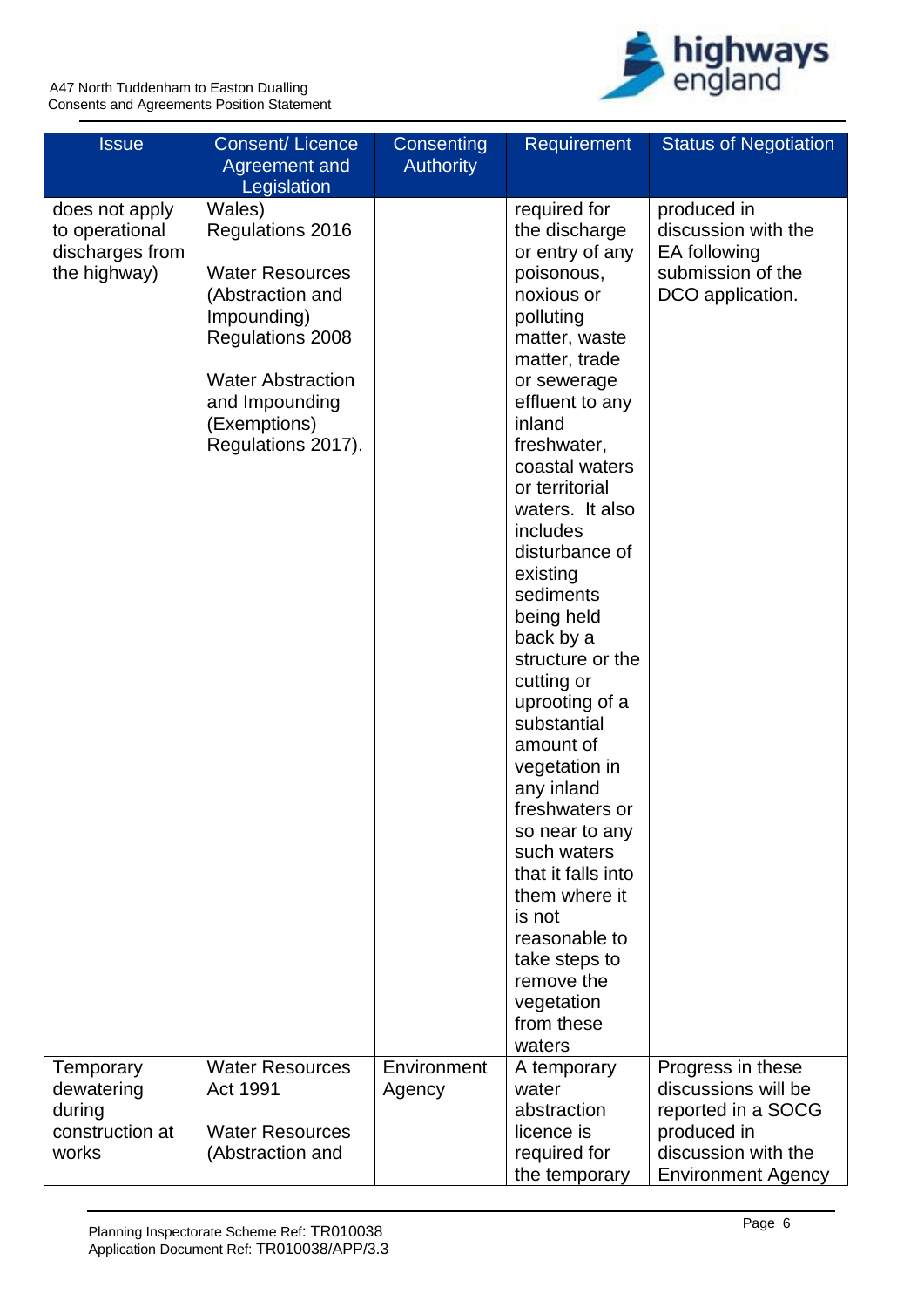| Issue | Consent/ Licence Agreement and Legislation | Consenting Authority | Requirement | Status of Negotiation |
|---|---|---|---|---|
| does not apply to operational discharges from the highway) | Wales) Regulations 2016<br><br>Water Resources (Abstraction and Impounding) Regulations 2008<br><br>Water Abstraction and Impounding (Exemptions) Regulations 2017). | | required for the discharge or entry of any poisonous, noxious or polluting matter, waste matter, trade or sewerage effluent to any inland freshwater, coastal waters or territorial waters. It also includes disturbance of existing sediments being held back by a structure or the cutting or uprooting of a substantial amount of vegetation in any inland freshwaters or so near to any such waters that it falls into them where it is not reasonable to take steps to remove the vegetation from these waters | produced in discussion with the EA following submission of the DCO application. |
| Temporary dewatering during construction at works | Water Resources Act 1991<br><br>Water Resources (Abstraction and | Environment Agency | A temporary water abstraction licence is required for the temporary | Progress in these discussions will be reported in a SOCG produced in discussion with the Environment Agency |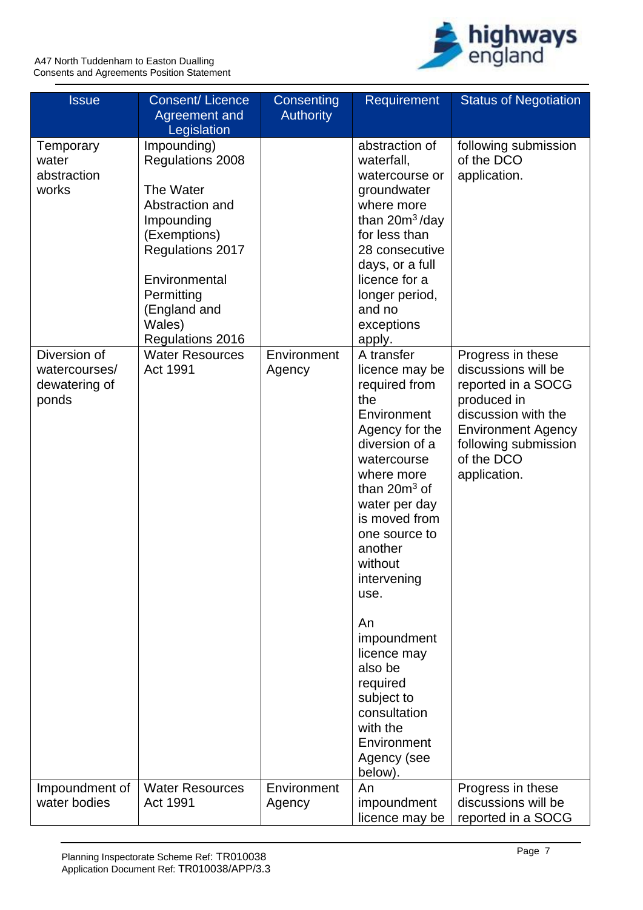| Issue | Consent/ Licence Agreement and Legislation | Consenting Authority | Requirement | Status of Negotiation |
|---|---|---|---|---|
| Temporary water abstraction works | Impounding) Regulations 2008<br><br>The Water Abstraction and Impounding (Exemptions) Regulations 2017<br><br>Environmental Permitting (England and Wales) Regulations 2016 | | abstraction of waterfall, watercourse or groundwater where more than $20m^3$/day for less than 28 consecutive days, or a full licence for a longer period, and no exceptions apply. | following submission of the DCO application. |
| Diversion of watercourses/ dewatering of ponds | Water Resources Act 1991 | Environment Agency | A transfer licence may be required from the Environment Agency for the diversion of a watercourse where more than $20m^3$ of water per day is moved from one source to another without intervening use.<br><br>An impoundment licence may also be required subject to consultation with the Environment Agency (see below). | Progress in these discussions will be reported in a SOCG produced in discussion with the Environment Agency following submission of the DCO application. |
| Impoundment of water bodies | Water Resources Act 1991 | Environment Agency | An impoundment licence may be | Progress in these discussions will be reported in a SOCG |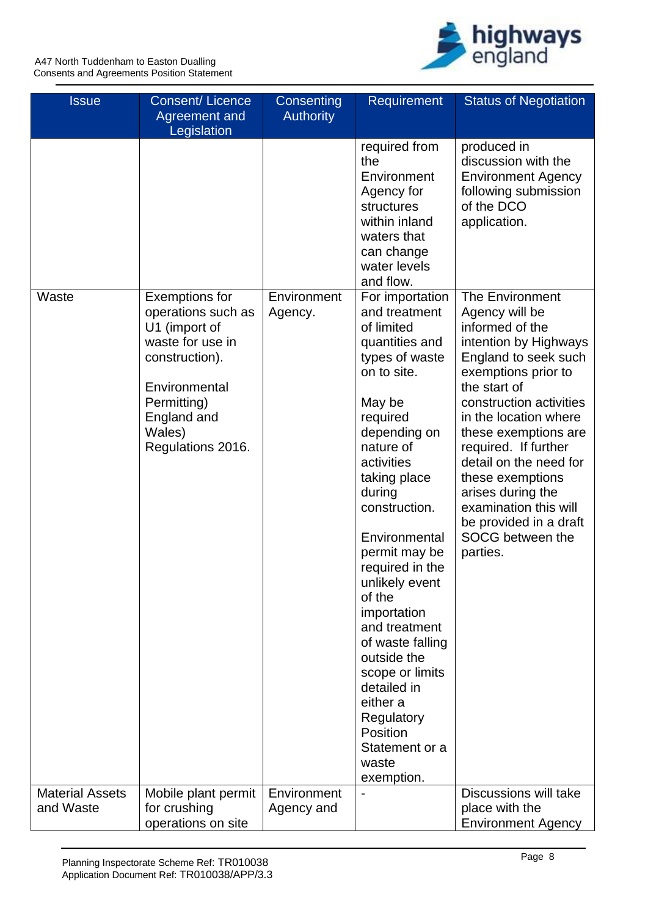| Issue | Consent/ Licence Agreement and Legislation | Consenting Authority | Requirement | Status of Negotiation |
|---|---|---|---|---|
| | | | required from the Environment Agency for structures within inland waters that can change water levels and flow. | produced in discussion with the Environment Agency following submission of the DCO application. |
| Waste | Exemptions for operations such as U1 (import of waste for use in construction).<br><br>Environmental Permitting) England and Wales) Regulations 2016. | Environment Agency. | For importation and treatment of limited quantities and types of waste on to site.<br><br>May be required depending on nature of activities taking place during construction.<br><br>Environmental permit may be required in the unlikely event of the importation and treatment of waste falling outside the scope or limits detailed in either a Regulatory Position Statement or a waste exemption. | The Environment Agency will be informed of the intention by Highways England to seek such exemptions prior to the start of construction activities in the location where these exemptions are required. If further detail on the need for these exemptions arises during the examination this will be provided in a draft SOCG between the parties. |
| Material Assets and Waste | Mobile plant permit for crushing operations on site | Environment Agency and | - | Discussions will take place with the Environment Agency |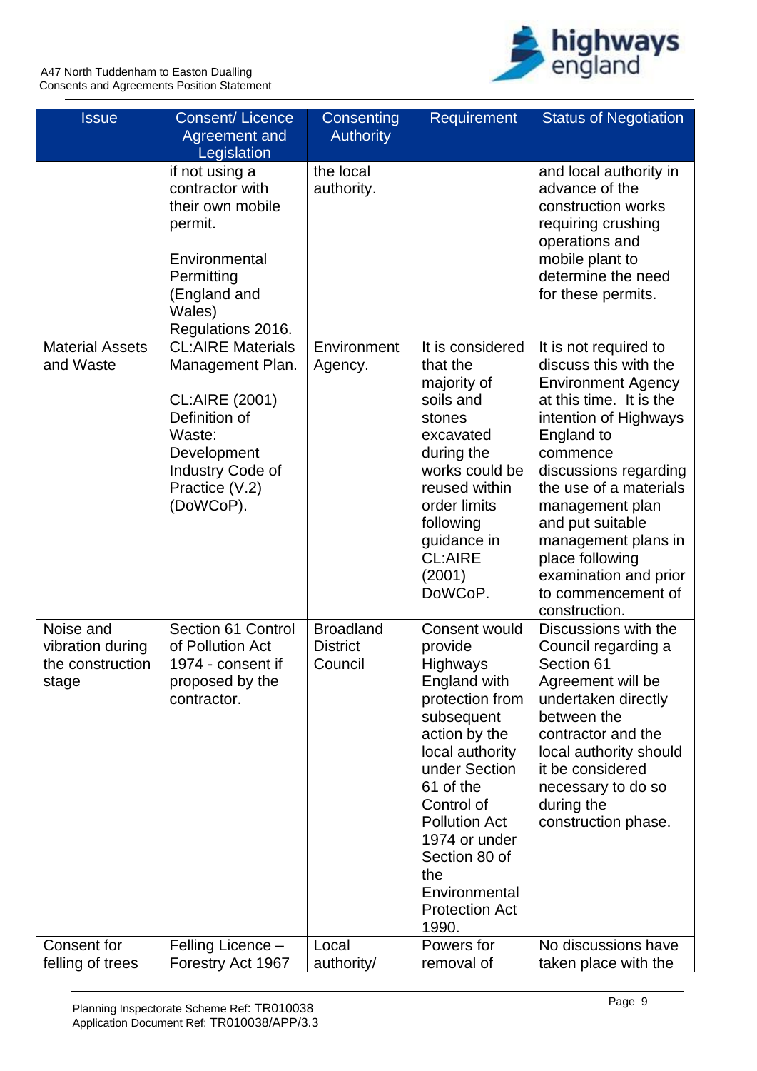| Issue | Consent/ Licence Agreement and Legislation | Consenting Authority | Requirement | Status of Negotiation |
|---|---|---|---|---|
| | if not using a contractor with their own mobile permit.<br><br>Environmental Permitting (England and Wales) Regulations 2016. | the local authority. | | and local authority in advance of the construction works requiring crushing operations and mobile plant to determine the need for these permits. |
| Material Assets and Waste | CL:AIRE Materials Management Plan.<br><br>CL:AIRE (2001) Definition of Waste: Development Industry Code of Practice (V.2) (DoWCoP). | Environment Agency. | It is considered that the majority of soils and stones excavated during the works could be reused within order limits following guidance in CL:AIRE (2001) DoWCoP. | It is not required to discuss this with the Environment Agency at this time. It is the intention of Highways England to commence discussions regarding the use of a materials management plan and put suitable management plans in place following examination and prior to commencement of construction. |
| Noise and vibration during the construction stage | Section 61 Control of Pollution Act 1974 - consent if proposed by the contractor. | Broadland District Council | Consent would provide Highways England with protection from subsequent action by the local authority under Section 61 of the Control of Pollution Act 1974 or under Section 80 of the Environmental Protection Act 1990. | Discussions with the Council regarding a Section 61 Agreement will be undertaken directly between the contractor and the local authority should it be considered necessary to do so during the construction phase. |
| Consent for felling of trees | Felling Licence – Forestry Act 1967 | Local authority/ | Powers for removal of | No discussions have taken place with the |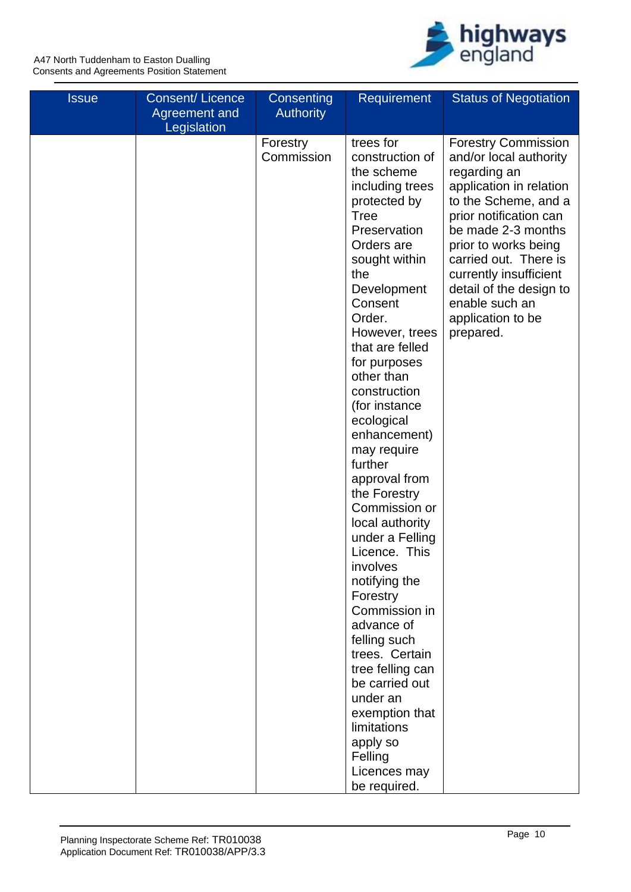| Issue | Consent/ Licence Agreement and Legislation | Consenting Authority | Requirement | Status of Negotiation |
|---|---|---|---|---|
| | | Forestry Commission | trees for construction of the scheme including trees protected by Tree Preservation Orders are sought within the Development Consent Order. However, trees that are felled for purposes other than construction (for instance ecological enhancement) may require further approval from the Forestry Commission or local authority under a Felling Licence. This involves notifying the Forestry Commission in advance of felling such trees. Certain tree felling can be carried out under an exemption that limitations apply so Felling Licences may be required. | Forestry Commission and/or local authority regarding an application in relation to the Scheme, and a prior notification can be made 2-3 months prior to works being carried out. There is currently insufficient detail of the design to enable such an application to be prepared. |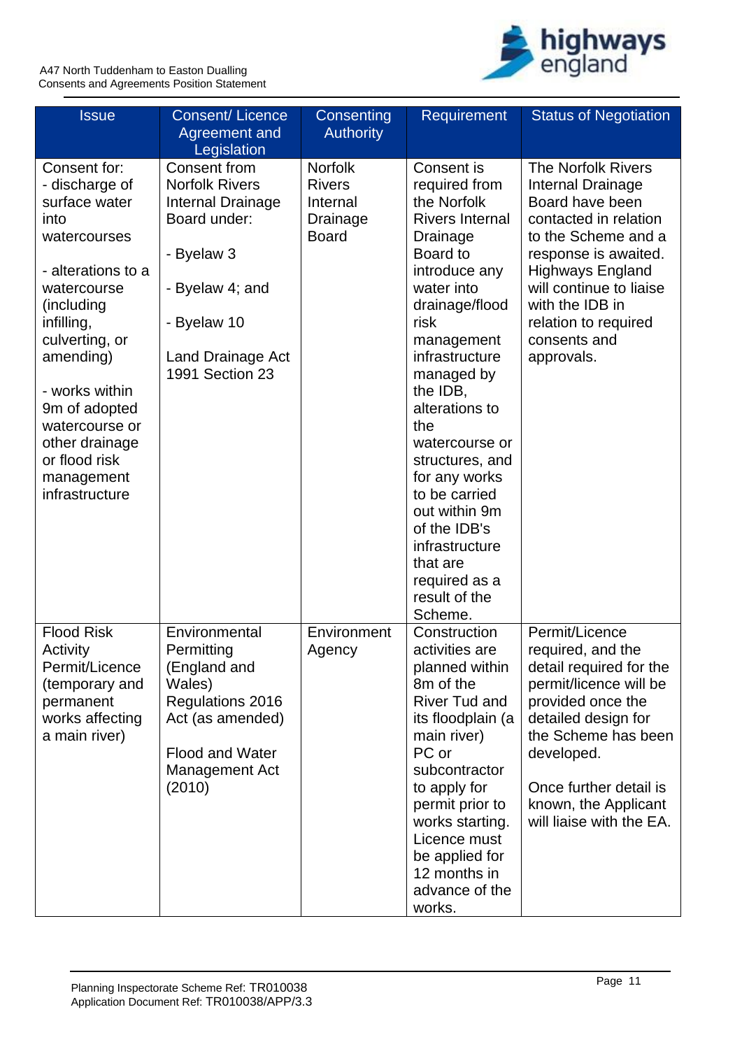| Issue | Consent/ Licence Agreement and Legislation | Consenting Authority | Requirement | Status of Negotiation |
|---|---|---|---|---|
| Consent for:<br>- discharge of surface water into watercourses<br><br>- alterations to a watercourse (including infilling, culverting, or amending)<br><br>- works within 9m of adopted watercourse or other drainage or flood risk management infrastructure | Consent from Norfolk Rivers Internal Drainage Board under:<br><br>- Byelaw 3<br><br>- Byelaw 4; and<br><br>- Byelaw 10<br><br>Land Drainage Act 1991 Section 23 | Norfolk Rivers Internal Drainage Board | Consent is required from the Norfolk Rivers Internal Drainage Board to introduce any water into drainage/flood risk management infrastructure managed by the IDB, alterations to the watercourse or structures, and for any works to be carried out within 9m of the IDB's infrastructure that are required as a result of the Scheme. | The Norfolk Rivers Internal Drainage Board have been contacted in relation to the Scheme and a response is awaited. Highways England will continue to liaise with the IDB in relation to required consents and approvals. |
| Flood Risk Activity Permit/Licence (temporary and permanent works affecting a main river) | Environmental Permitting (England and Wales) Regulations 2016 Act (as amended)<br><br>Flood and Water Management Act (2010) | Environment Agency | Construction activities are planned within 8m of the River Tud and its floodplain (a main river) PC or subcontractor to apply for permit prior to works starting. Licence must be applied for 12 months in advance of the works. | Permit/Licence required, and the detail required for the permit/licence will be provided once the detailed design for the Scheme has been developed.<br><br>Once further detail is known, the Applicant will liaise with the EA. |